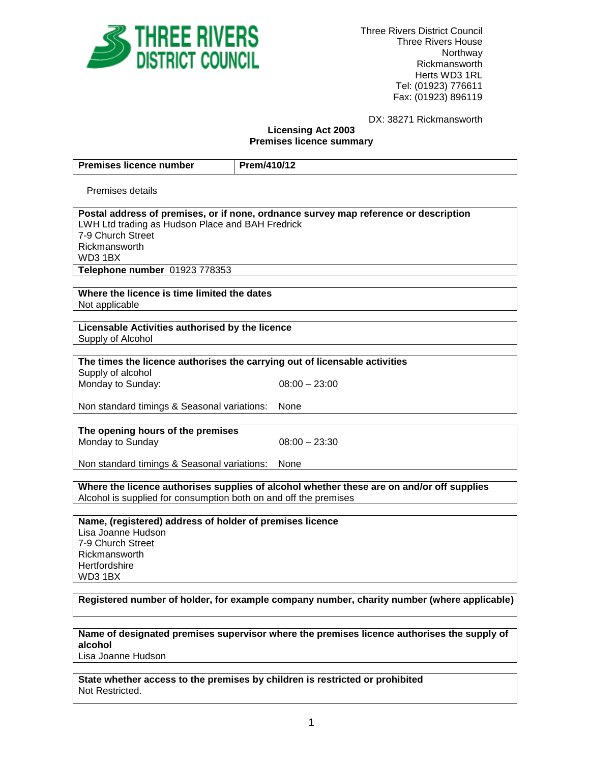Three Rivers District Council
Three Rivers House
Northway
Rickmansworth
Herts WD3 1RL
Tel: (01923) 776611
Fax: (01923) 896119

DX: 38271 Rickmansworth

**Licensing Act 2003**
**Premises licence summary**

| **Premises licence number** | **Prem/410/12** |
|---|---|

Premises details

**Postal address of premises, or if none, ordnance survey map reference or description**
LWH Ltd trading as Hudson Place and BAH Fredrick
7-9 Church Street
Rickmansworth
WD3 1BX

**Telephone number** 01923 778353

**Where the licence is time limited the dates**
Not applicable

**Licensable Activities authorised by the licence**
Supply of Alcohol

**The times the licence authorises the carrying out of licensable activities**
Supply of alcohol
Monday to Sunday: 08:00 – 23:00

Non standard timings & Seasonal variations: None

**The opening hours of the premises**
Monday to Sunday 08:00 – 23:30

Non standard timings & Seasonal variations: None

**Where the licence authorises supplies of alcohol whether these are on and/or off supplies**
Alcohol is supplied for consumption both on and off the premises

**Name, (registered) address of holder of premises licence**
Lisa Joanne Hudson
7-9 Church Street
Rickmansworth
Hertfordshire
WD3 1BX

**Registered number of holder, for example company number, charity number (where applicable)**

**Name of designated premises supervisor where the premises licence authorises the supply of alcohol**
Lisa Joanne Hudson

**State whether access to the premises by children is restricted or prohibited**
Not Restricted.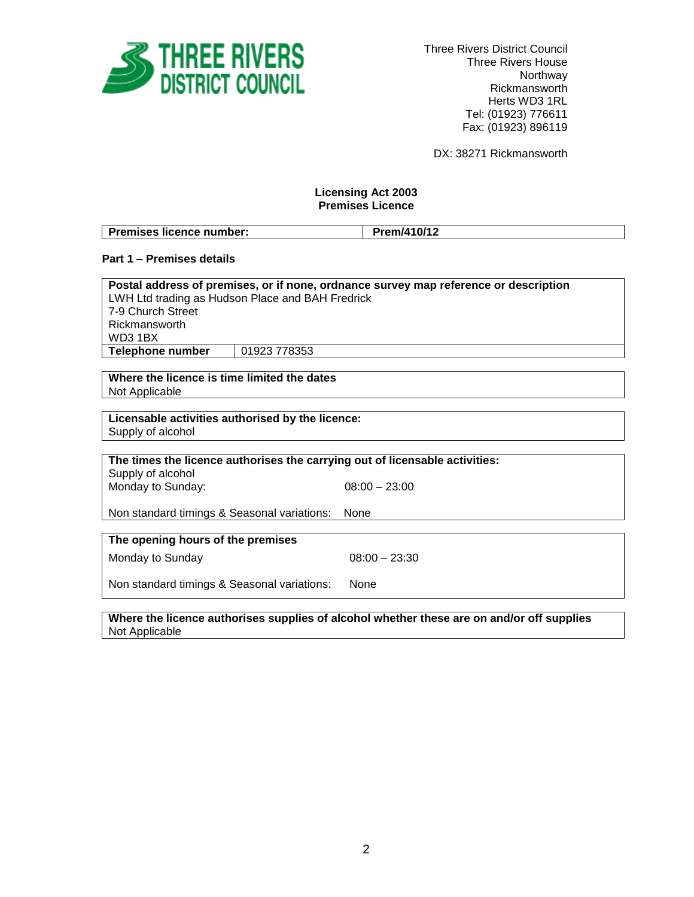**THREE RIVERS DISTRICT COUNCIL**

Three Rivers District Council
Three Rivers House
Northway
Rickmansworth
Herts WD3 1RL
Tel: (01923) 776611
Fax: (01923) 896119

DX: 38271 Rickmansworth

## Licensing Act 2003
## Premises Licence

| **Premises licence number:** | **Prem/410/12** |
|---|---|

### Part 1 – Premises details

| **Postal address of premises, or if none, ordnance survey map reference or description** | |
|---|---|
| LWH Ltd trading as Hudson Place and BAH Fredrick<br>7-9 Church Street<br>Rickmansworth<br>WD3 1BX | |
| **Telephone number** | 01923 778353 |

| **Where the licence is time limited the dates** |
|---|
| Not Applicable |

| **Licensable activities authorised by the licence:** |
|---|
| Supply of alcohol |

| **The times the licence authorises the carrying out of licensable activities:** | |
|---|---|
| Supply of alcohol | |
| Monday to Sunday: | 08:00 – 23:00 |
| Non standard timings & Seasonal variations: | None |

| **The opening hours of the premises** | |
|---|---|
| Monday to Sunday | 08:00 – 23:30 |
| Non standard timings & Seasonal variations: | None |

| **Where the licence authorises supplies of alcohol whether these are on and/or off supplies** |
|---|
| Not Applicable |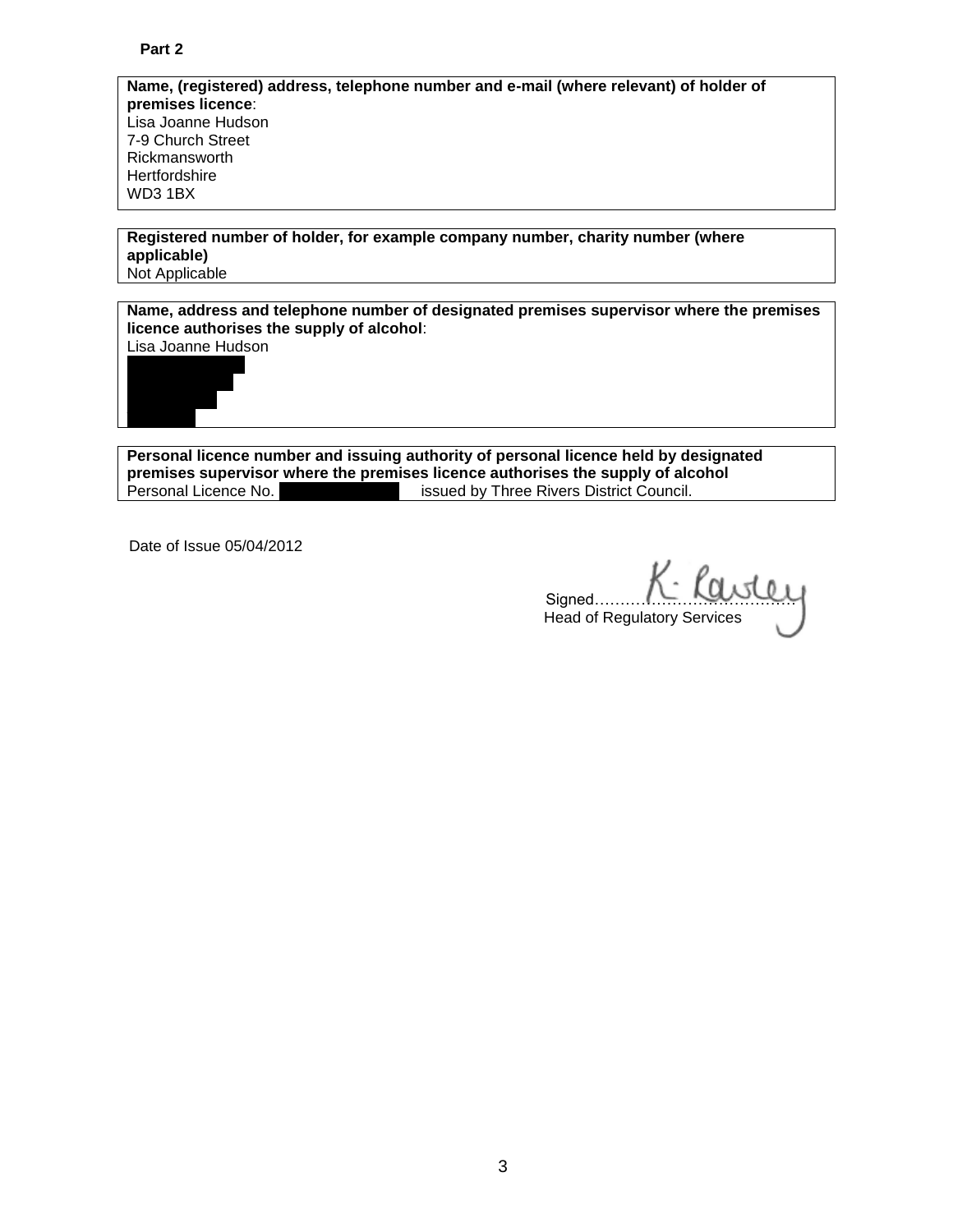**Part 2**

**Name, (registered) address, telephone number and e-mail (where relevant) of holder of premises licence**:
Lisa Joanne Hudson
7-9 Church Street
Rickmansworth
Hertfordshire
WD3 1BX

**Registered number of holder, for example company number, charity number (where applicable)**
Not Applicable

**Name, address and telephone number of designated premises supervisor where the premises licence authorises the supply of alcohol**:
Lisa Joanne Hudson

**Personal licence number and issuing authority of personal licence held by designated premises supervisor where the premises licence authorises the supply of alcohol**
Personal Licence No. issued by Three Rivers District Council.

Date of Issue 05/04/2012

Signed……K. Lawley……
Head of Regulatory Services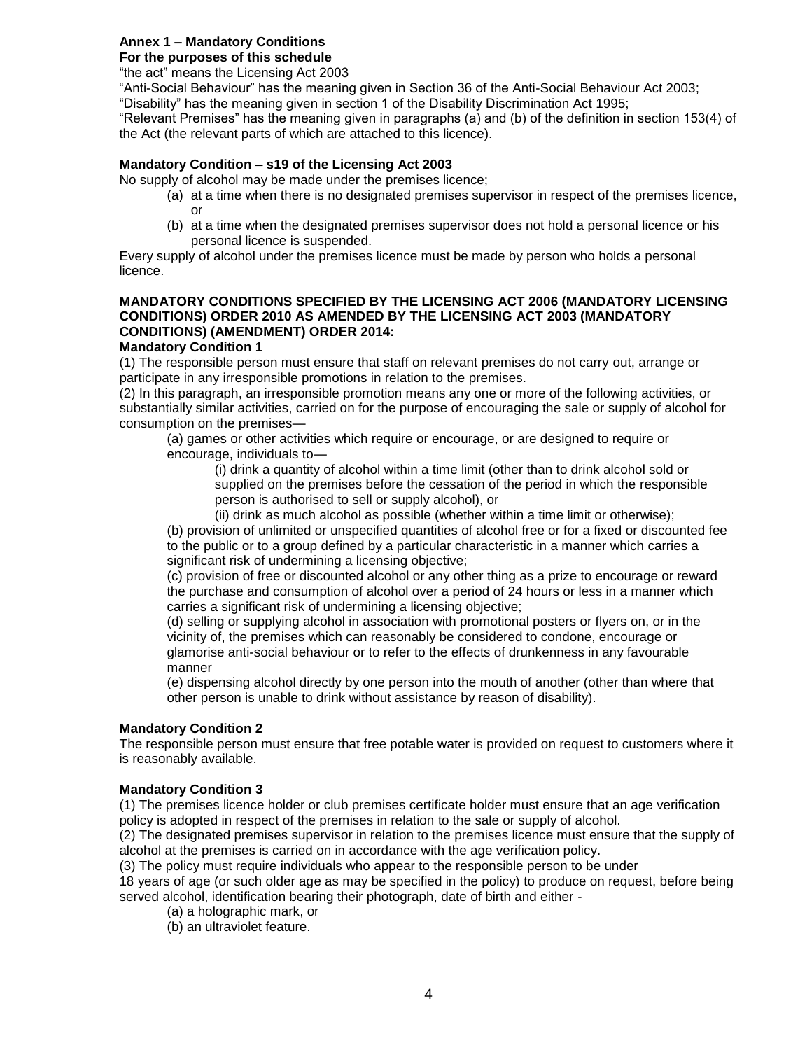**Annex 1 – Mandatory Conditions**
**For the purposes of this schedule**

"the act" means the Licensing Act 2003

"Anti-Social Behaviour" has the meaning given in Section 36 of the Anti-Social Behaviour Act 2003;

"Disability" has the meaning given in section 1 of the Disability Discrimination Act 1995;

"Relevant Premises" has the meaning given in paragraphs (a) and (b) of the definition in section 153(4) of the Act (the relevant parts of which are attached to this licence).

**Mandatory Condition – s19 of the Licensing Act 2003**

No supply of alcohol may be made under the premises licence;

(a) at a time when there is no designated premises supervisor in respect of the premises licence, or

(b) at a time when the designated premises supervisor does not hold a personal licence or his personal licence is suspended.

Every supply of alcohol under the premises licence must be made by person who holds a personal licence.

**MANDATORY CONDITIONS SPECIFIED BY THE LICENSING ACT 2006 (MANDATORY LICENSING CONDITIONS) ORDER 2010 AS AMENDED BY THE LICENSING ACT 2003 (MANDATORY CONDITIONS) (AMENDMENT) ORDER 2014:**

**Mandatory Condition 1**

(1) The responsible person must ensure that staff on relevant premises do not carry out, arrange or participate in any irresponsible promotions in relation to the premises.

(2) In this paragraph, an irresponsible promotion means any one or more of the following activities, or substantially similar activities, carried on for the purpose of encouraging the sale or supply of alcohol for consumption on the premises—

(a) games or other activities which require or encourage, or are designed to require or encourage, individuals to—

(i) drink a quantity of alcohol within a time limit (other than to drink alcohol sold or supplied on the premises before the cessation of the period in which the responsible person is authorised to sell or supply alcohol), or

(ii) drink as much alcohol as possible (whether within a time limit or otherwise);

(b) provision of unlimited or unspecified quantities of alcohol free or for a fixed or discounted fee to the public or to a group defined by a particular characteristic in a manner which carries a significant risk of undermining a licensing objective;

(c) provision of free or discounted alcohol or any other thing as a prize to encourage or reward the purchase and consumption of alcohol over a period of 24 hours or less in a manner which carries a significant risk of undermining a licensing objective;

(d) selling or supplying alcohol in association with promotional posters or flyers on, or in the vicinity of, the premises which can reasonably be considered to condone, encourage or glamorise anti-social behaviour or to refer to the effects of drunkenness in any favourable manner

(e) dispensing alcohol directly by one person into the mouth of another (other than where that other person is unable to drink without assistance by reason of disability).

**Mandatory Condition 2**

The responsible person must ensure that free potable water is provided on request to customers where it is reasonably available.

**Mandatory Condition 3**

(1) The premises licence holder or club premises certificate holder must ensure that an age verification policy is adopted in respect of the premises in relation to the sale or supply of alcohol.

(2) The designated premises supervisor in relation to the premises licence must ensure that the supply of alcohol at the premises is carried on in accordance with the age verification policy.

(3) The policy must require individuals who appear to the responsible person to be under 18 years of age (or such older age as may be specified in the policy) to produce on request, before being served alcohol, identification bearing their photograph, date of birth and either -

(a) a holographic mark, or

(b) an ultraviolet feature.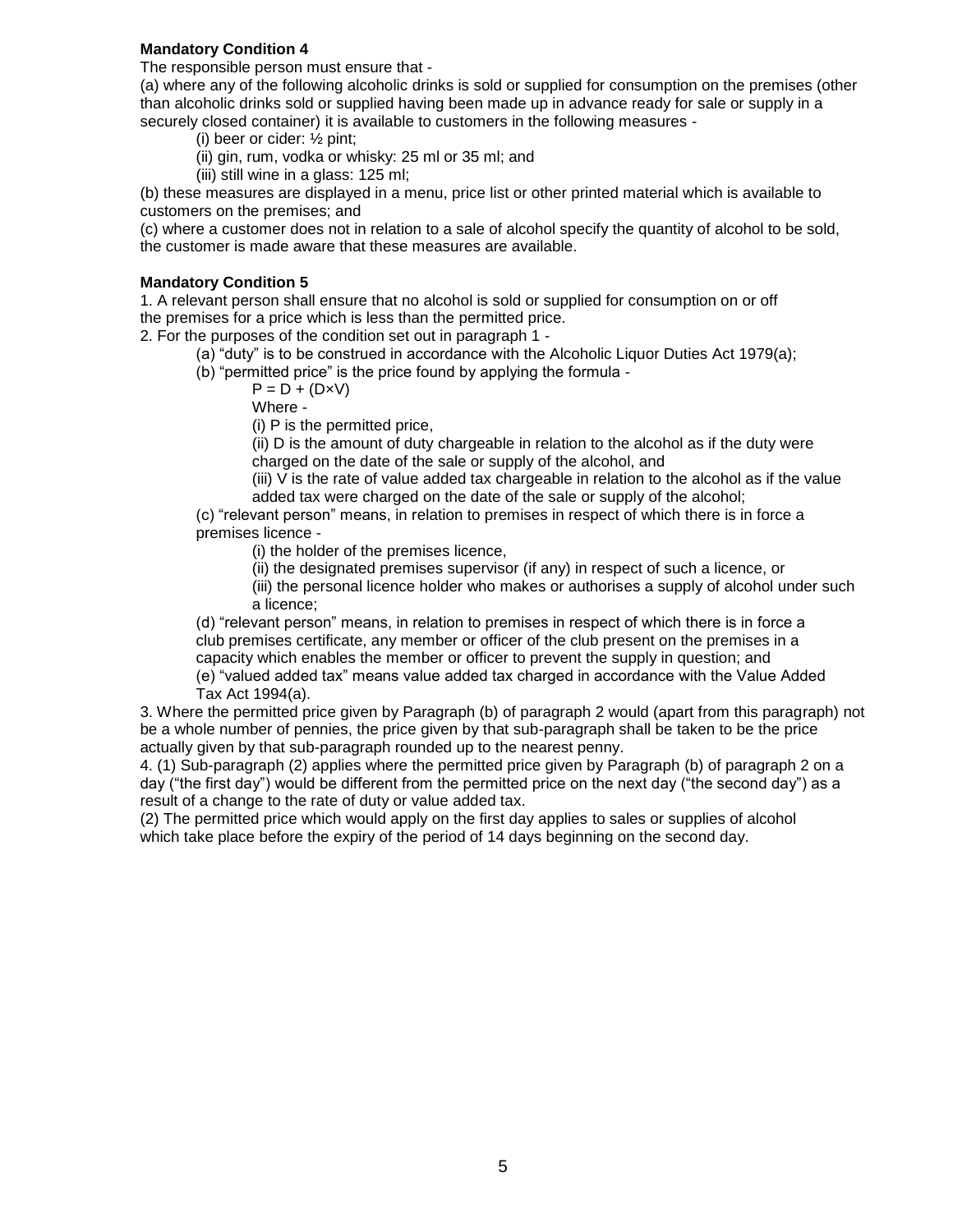**Mandatory Condition 4**

The responsible person must ensure that -

(a) where any of the following alcoholic drinks is sold or supplied for consumption on the premises (other than alcoholic drinks sold or supplied having been made up in advance ready for sale or supply in a securely closed container) it is available to customers in the following measures -

- (i) beer or cider: ½ pint;
- (ii) gin, rum, vodka or whisky: 25 ml or 35 ml; and
- (iii) still wine in a glass: 125 ml;

(b) these measures are displayed in a menu, price list or other printed material which is available to customers on the premises; and

(c) where a customer does not in relation to a sale of alcohol specify the quantity of alcohol to be sold, the customer is made aware that these measures are available.

**Mandatory Condition 5**

1. A relevant person shall ensure that no alcohol is sold or supplied for consumption on or off the premises for a price which is less than the permitted price.

2. For the purposes of the condition set out in paragraph 1 -

   (a) "duty" is to be construed in accordance with the Alcoholic Liquor Duties Act 1979(a);

   (b) "permitted price" is the price found by applying the formula -

   $P = D + (D \times V)$

   Where -

   (i) P is the permitted price,

   (ii) D is the amount of duty chargeable in relation to the alcohol as if the duty were charged on the date of the sale or supply of the alcohol, and

   (iii) V is the rate of value added tax chargeable in relation to the alcohol as if the value added tax were charged on the date of the sale or supply of the alcohol;

   (c) "relevant person" means, in relation to premises in respect of which there is in force a premises licence -

   (i) the holder of the premises licence,

   (ii) the designated premises supervisor (if any) in respect of such a licence, or

   (iii) the personal licence holder who makes or authorises a supply of alcohol under such a licence;

   (d) "relevant person" means, in relation to premises in respect of which there is in force a club premises certificate, any member or officer of the club present on the premises in a capacity which enables the member or officer to prevent the supply in question; and

   (e) "valued added tax" means value added tax charged in accordance with the Value Added Tax Act 1994(a).

3. Where the permitted price given by Paragraph (b) of paragraph 2 would (apart from this paragraph) not be a whole number of pennies, the price given by that sub-paragraph shall be taken to be the price actually given by that sub-paragraph rounded up to the nearest penny.

4. (1) Sub-paragraph (2) applies where the permitted price given by Paragraph (b) of paragraph 2 on a day ("the first day") would be different from the permitted price on the next day ("the second day") as a result of a change to the rate of duty or value added tax.

   (2) The permitted price which would apply on the first day applies to sales or supplies of alcohol which take place before the expiry of the period of 14 days beginning on the second day.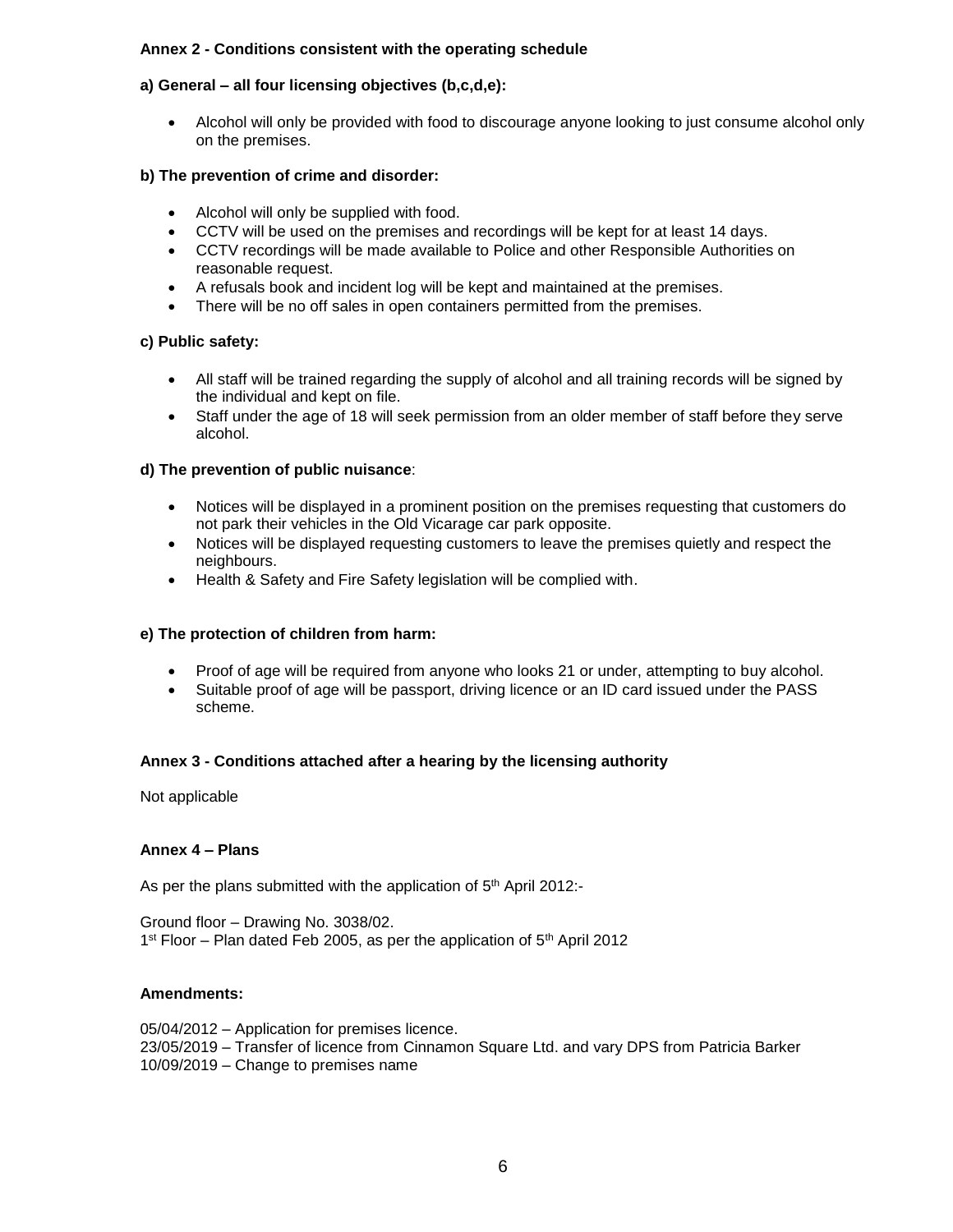**Annex 2 - Conditions consistent with the operating schedule**

**a) General – all four licensing objectives (b,c,d,e):**

- Alcohol will only be provided with food to discourage anyone looking to just consume alcohol only on the premises.

**b) The prevention of crime and disorder:**

- Alcohol will only be supplied with food.
- CCTV will be used on the premises and recordings will be kept for at least 14 days.
- CCTV recordings will be made available to Police and other Responsible Authorities on reasonable request.
- A refusals book and incident log will be kept and maintained at the premises.
- There will be no off sales in open containers permitted from the premises.

**c) Public safety:**

- All staff will be trained regarding the supply of alcohol and all training records will be signed by the individual and kept on file.
- Staff under the age of 18 will seek permission from an older member of staff before they serve alcohol.

**d) The prevention of public nuisance**:

- Notices will be displayed in a prominent position on the premises requesting that customers do not park their vehicles in the Old Vicarage car park opposite.
- Notices will be displayed requesting customers to leave the premises quietly and respect the neighbours.
- Health & Safety and Fire Safety legislation will be complied with.

**e) The protection of children from harm:**

- Proof of age will be required from anyone who looks 21 or under, attempting to buy alcohol.
- Suitable proof of age will be passport, driving licence or an ID card issued under the PASS scheme.

**Annex 3 - Conditions attached after a hearing by the licensing authority**

Not applicable

**Annex 4 – Plans**

As per the plans submitted with the application of 5th April 2012:-

Ground floor – Drawing No. 3038/02.
1st Floor – Plan dated Feb 2005, as per the application of 5th April 2012

**Amendments:**

05/04/2012 – Application for premises licence.
23/05/2019 – Transfer of licence from Cinnamon Square Ltd. and vary DPS from Patricia Barker
10/09/2019 – Change to premises name